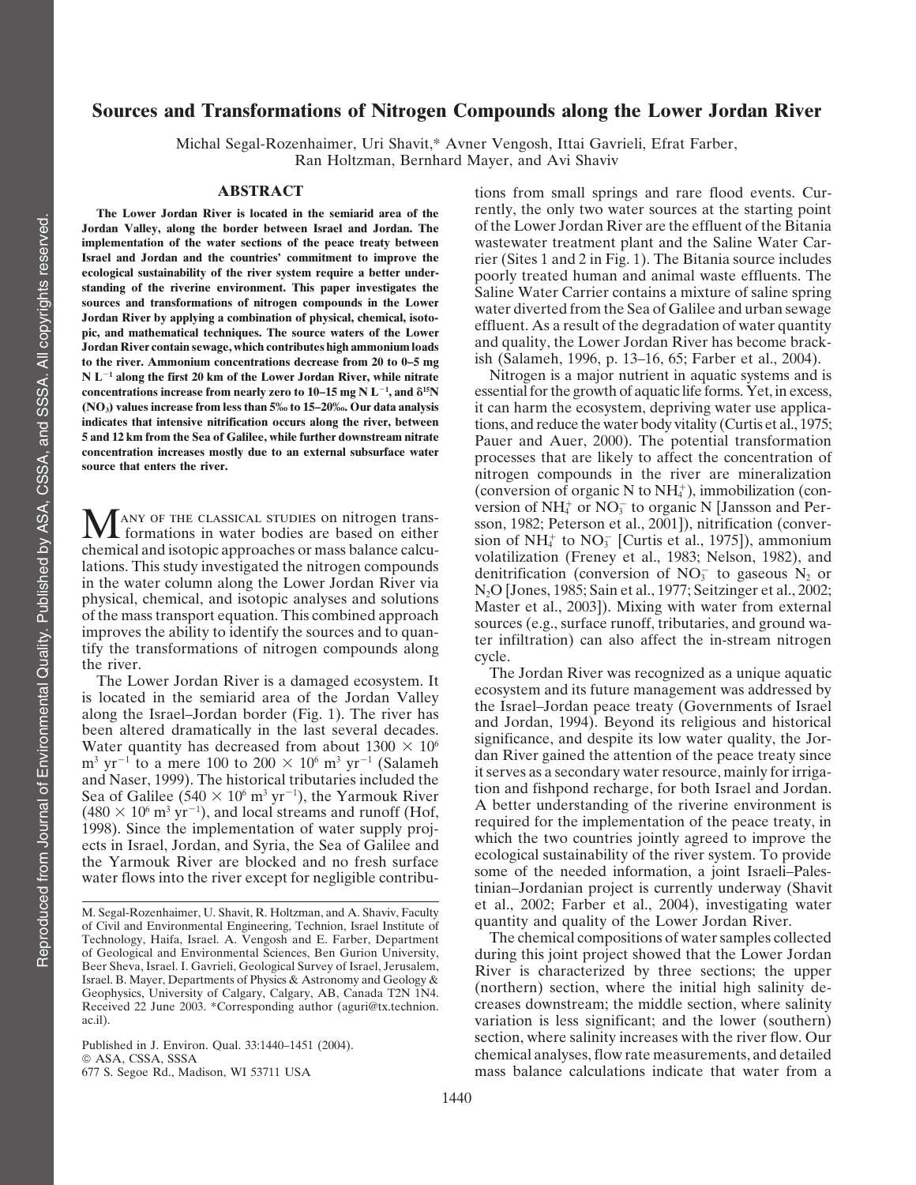# Sources and Transformations of Nitrogen Compounds along the Lower Jordan River

Michal Segal-Rozenhaimer, Uri Shavit,* Avner Vengosh, Ittai Gavrieli, Efrat Farber, Ran Holtzman, Bernhard Mayer, and Avi Shaviv

## ABSTRACT

**The Lower Jordan River is located in the semiarid area of the Jordan Valley, along the border between Israel and Jordan. The implementation of the water sections of the peace treaty between Israel and Jordan and the countries' commitment to improve the ecological sustainability of the river system require a better understanding of the riverine environment. This paper investigates the sources and transformations of nitrogen compounds in the Lower Jordan River by applying a combination of physical, chemical, isotopic, and mathematical techniques. The source waters of the Lower Jordan River contain sewage, which contributes high ammonium loads to the river. Ammonium concentrations decrease from 20 to 0–5 mg N $L^{-1}$ along the first 20 km of the Lower Jordan River, while nitrate concentrations increase from nearly zero to 10–15 mg N $L^{-1}$, and $\delta^{15}N$ ($NO_3$) values increase from less than 5‰ to 15–20‰. Our data analysis indicates that intensive nitrification occurs along the river, between 5 and 12 km from the Sea of Galilee, while further downstream nitrate concentration increases mostly due to an external subsurface water source that enters the river.**

Many of the classical studies on nitrogen transformations in water bodies are based on either chemical and isotopic approaches or mass balance calculations. This study investigated the nitrogen compounds in the water column along the Lower Jordan River via physical, chemical, and isotopic analyses and solutions of the mass transport equation. This combined approach improves the ability to identify the sources and to quantify the transformations of nitrogen compounds along the river.

The Lower Jordan River is a damaged ecosystem. It is located in the semiarid area of the Jordan Valley along the Israel–Jordan border (Fig. 1). The river has been altered dramatically in the last several decades. Water quantity has decreased from about 1300 × $10^6$ $m^3$ $yr^{-1}$ to a mere 100 to 200 × $10^6$ $m^3$ $yr^{-1}$ (Salameh and Naser, 1999). The historical tributaries included the Sea of Galilee (540 × $10^6$ $m^3$ $yr^{-1}$), the Yarmouk River (480 × $10^6$ $m^3$ $yr^{-1}$), and local streams and runoff (Hof, 1998). Since the implementation of water supply projects in Israel, Jordan, and Syria, the Sea of Galilee and the Yarmouk River are blocked and no fresh surface water flows into the river except for negligible contributions from small springs and rare flood events. Currently, the only two water sources at the starting point of the Lower Jordan River are the effluent of the Bitania wastewater treatment plant and the Saline Water Carrier (Sites 1 and 2 in Fig. 1). The Bitania source includes poorly treated human and animal waste effluents. The Saline Water Carrier contains a mixture of saline spring water diverted from the Sea of Galilee and urban sewage effluent. As a result of the degradation of water quantity and quality, the Lower Jordan River has become brackish (Salameh, 1996, p. 13–16, 65; Farber et al., 2004).

Nitrogen is a major nutrient in aquatic systems and is essential for the growth of aquatic life forms. Yet, in excess, it can harm the ecosystem, depriving water use applications, and reduce the water body vitality (Curtis et al., 1975; Pauer and Auer, 2000). The potential transformation processes that are likely to affect the concentration of nitrogen compounds in the river are mineralization (conversion of organic N to $NH_4^+$), immobilization (conversion of $NH_4^+$ or $NO_3^-$ to organic N [Jansson and Persson, 1982; Peterson et al., 2001]), nitrification (conversion of $NH_4^+$ to $NO_3^-$ [Curtis et al., 1975]), ammonium volatilization (Freney et al., 1983; Nelson, 1982), and denitrification (conversion of $NO_3^-$ to gaseous $N_2$ or $N_2O$ [Jones, 1985; Sain et al., 1977; Seitzinger et al., 2002; Master et al., 2003]). Mixing with water from external sources (e.g., surface runoff, tributaries, and ground water infiltration) can also affect the in-stream nitrogen cycle.

The Jordan River was recognized as a unique aquatic ecosystem and its future management was addressed by the Israel–Jordan peace treaty (Governments of Israel and Jordan, 1994). Beyond its religious and historical significance, and despite its low water quality, the Jordan River gained the attention of the peace treaty since it serves as a secondary water resource, mainly for irrigation and fishpond recharge, for both Israel and Jordan. A better understanding of the riverine environment is required for the implementation of the peace treaty, in which the two countries jointly agreed to improve the ecological sustainability of the river system. To provide some of the needed information, a joint Israeli–Palestinian–Jordanian project is currently underway (Shavit et al., 2002; Farber et al., 2004), investigating water quantity and quality of the Lower Jordan River.

The chemical compositions of water samples collected during this joint project showed that the Lower Jordan River is characterized by three sections; the upper (northern) section, where the initial high salinity decreases downstream; the middle section, where salinity variation is less significant; and the lower (southern) section, where salinity increases with the river flow. Our chemical analyses, flow rate measurements, and detailed mass balance calculations indicate that water from a

---

M. Segal-Rozenhaimer, U. Shavit, R. Holtzman, and A. Shaviv, Faculty of Civil and Environmental Engineering, Technion, Israel Institute of Technology, Haifa, Israel. A. Vengosh and E. Farber, Department of Geological and Environmental Sciences, Ben Gurion University, Beer Sheva, Israel. I. Gavrieli, Geological Survey of Israel, Jerusalem, Israel. B. Mayer, Departments of Physics & Astronomy and Geology & Geophysics, University of Calgary, Calgary, AB, Canada T2N 1N4. Received 22 June 2003. *Corresponding author (aguri@tx.technion.ac.il).

Published in J. Environ. Qual. 33:1440–1451 (2004).
© ASA, CSSA, SSSA
677 S. Segoe Rd., Madison, WI 53711 USA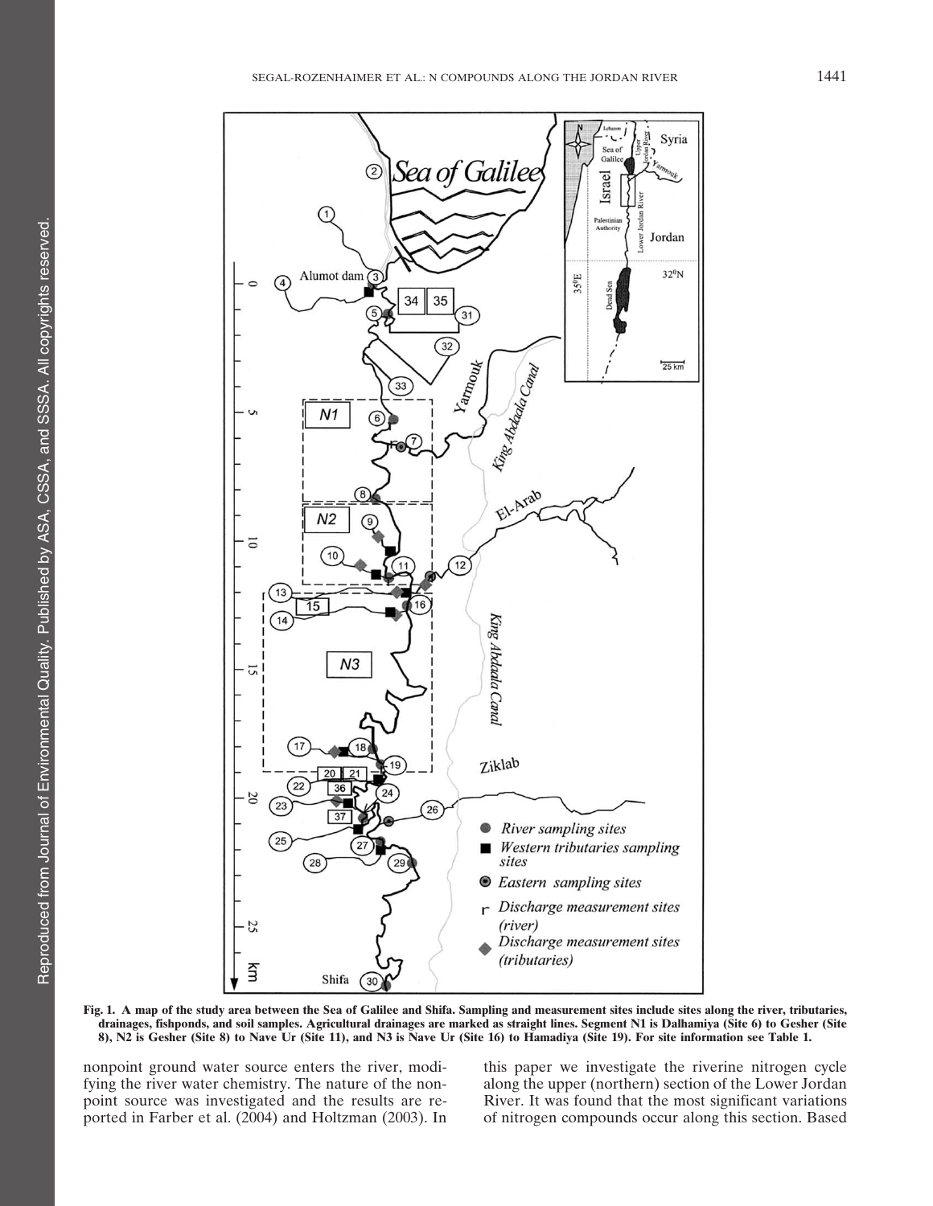Fig. 1. A map of the study area between the Sea of Galilee and Shifa. Sampling and measurement sites include sites along the river, tributaries, drainages, fishponds, and soil samples. Agricultural drainages are marked as straight lines. Segment N1 is Dalhamiya (Site 6) to Gesher (Site 8), N2 is Gesher (Site 8) to Nave Ur (Site 11), and N3 is Nave Ur (Site 16) to Hamadiya (Site 19). For site information see Table 1.

nonpoint ground water source enters the river, modifying the river water chemistry. The nature of the nonpoint source was investigated and the results are reported in Farber et al. (2004) and Holtzman (2003). In this paper we investigate the riverine nitrogen cycle along the upper (northern) section of the Lower Jordan River. It was found that the most significant variations of nitrogen compounds occur along this section. Based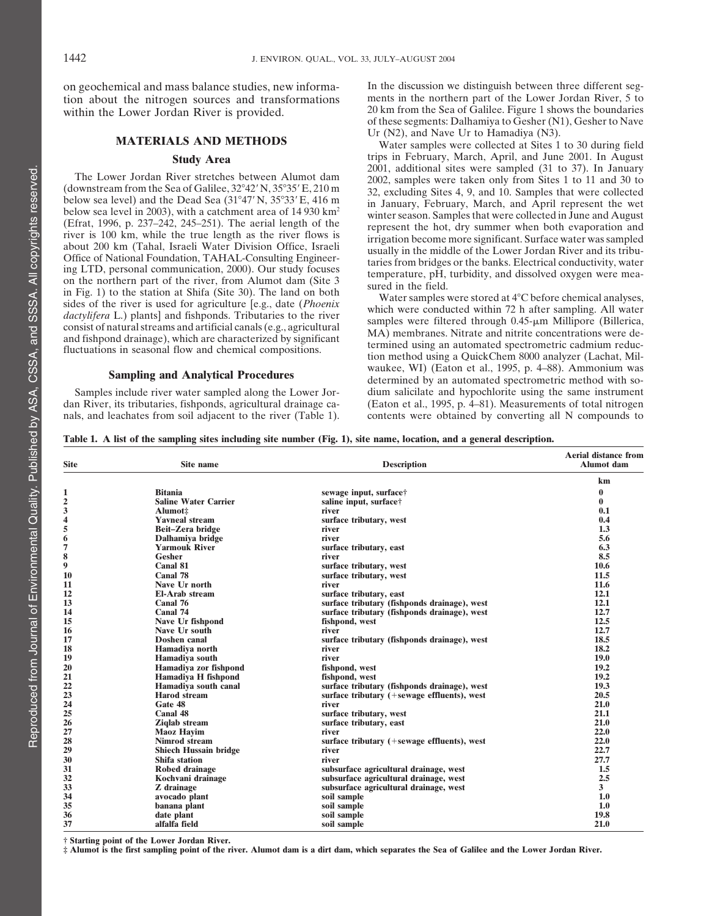on geochemical and mass balance studies, new information about the nitrogen sources and transformations within the Lower Jordan River is provided.

## MATERIALS AND METHODS

### Study Area

The Lower Jordan River stretches between Alumot dam (downstream from the Sea of Galilee, 32°42′ N, 35°35′ E, 210 m below sea level) and the Dead Sea (31°47′ N, 35°33′ E, 416 m below sea level in 2003), with a catchment area of 14 930 $km^2$ (Efrat, 1996, p. 237–242, 245–251). The aerial length of the river is 100 km, while the true length as the river flows is about 200 km (Tahal, Israeli Water Division Office, Israeli Office of National Foundation, TAHAL-Consulting Engineering LTD, personal communication, 2000). Our study focuses on the northern part of the river, from Alumot dam (Site 3 in Fig. 1) to the station at Shifa (Site 30). The land on both sides of the river is used for agriculture [e.g., date (*Phoenix dactylifera* L.) plants] and fishponds. Tributaries to the river consist of natural streams and artificial canals (e.g., agricultural and fishpond drainage), which are characterized by significant fluctuations in seasonal flow and chemical compositions.

### Sampling and Analytical Procedures

Samples include river water sampled along the Lower Jordan River, its tributaries, fishponds, agricultural drainage canals, and leachates from soil adjacent to the river (Table 1). In the discussion we distinguish between three different segments in the northern part of the Lower Jordan River, 5 to 20 km from the Sea of Galilee. Figure 1 shows the boundaries of these segments: Dalhamiya to Gesher (N1), Gesher to Nave Ur (N2), and Nave Ur to Hamadiya (N3).

Water samples were collected at Sites 1 to 30 during field trips in February, March, April, and June 2001. In August 2001, additional sites were sampled (31 to 37). In January 2002, samples were taken only from Sites 1 to 11 and 30 to 32, excluding Sites 4, 9, and 10. Samples that were collected in January, February, March, and April represent the wet winter season. Samples that were collected in June and August represent the hot, dry summer when both evaporation and irrigation become more significant. Surface water was sampled usually in the middle of the Lower Jordan River and its tributaries from bridges or the banks. Electrical conductivity, water temperature, pH, turbidity, and dissolved oxygen were measured in the field.

Water samples were stored at 4°C before chemical analyses, which were conducted within 72 h after sampling. All water samples were filtered through 0.45-μm Millipore (Billerica, MA) membranes. Nitrate and nitrite concentrations were determined using an automated spectrometric cadmium reduction method using a QuickChem 8000 analyzer (Lachat, Milwaukee, WI) (Eaton et al., 1995, p. 4–88). Ammonium was determined by an automated spectrometric method with sodium salicilate and hypochlorite using the same instrument (Eaton et al., 1995, p. 4–81). Measurements of total nitrogen contents were obtained by converting all N compounds to

**Table 1. A list of the sampling sites including site number (Fig. 1), site name, location, and a general description.**

| Site | Site name | Description | Aerial distance from Alumot dam |
|---|---|---|---|
| | | | km |
| 1 | Bitania | sewage input, surface† | 0 |
| 2 | Saline Water Carrier | saline input, surface† | 0 |
| 3 | Alumot‡ | river | 0.1 |
| 4 | Yavneal stream | surface tributary, west | 0.4 |
| 5 | Beit–Zera bridge | river | 1.3 |
| 6 | Dalhamiya bridge | river | 5.6 |
| 7 | Yarmouk River | surface tributary, east | 6.3 |
| 8 | Gesher | river | 8.5 |
| 9 | Canal 81 | surface tributary, west | 10.6 |
| 10 | Canal 78 | surface tributary, west | 11.5 |
| 11 | Nave Ur north | river | 11.6 |
| 12 | El-Arab stream | surface tributary, east | 12.1 |
| 13 | Canal 76 | surface tributary (fishponds drainage), west | 12.1 |
| 14 | Canal 74 | surface tributary (fishponds drainage), west | 12.7 |
| 15 | Nave Ur fishpond | fishpond, west | 12.5 |
| 16 | Nave Ur south | river | 12.7 |
| 17 | Doshen canal | surface tributary (fishponds drainage), west | 18.5 |
| 18 | Hamadiya north | river | 18.2 |
| 19 | Hamadiya south | river | 19.0 |
| 20 | Hamadiya zor fishpond | fishpond, west | 19.2 |
| 21 | Hamadiya H fishpond | fishpond, west | 19.2 |
| 22 | Hamadiya south canal | surface tributary (fishponds drainage), west | 19.3 |
| 23 | Harod stream | surface tributary (+sewage effluents), west | 20.5 |
| 24 | Gate 48 | river | 21.0 |
| 25 | Canal 48 | surface tributary, west | 21.1 |
| 26 | Ziqlab stream | surface tributary, east | 21.0 |
| 27 | Maoz Hayim | river | 22.0 |
| 28 | Nimrod stream | surface tributary (+sewage effluents), west | 22.0 |
| 29 | Shiech Hussain bridge | river | 22.7 |
| 30 | Shifa station | river | 27.7 |
| 31 | Robed drainage | subsurface agricultural drainage, west | 1.5 |
| 32 | Kochvani drainage | subsurface agricultural drainage, west | 2.5 |
| 33 | Z drainage | subsurface agricultural drainage, west | 3 |
| 34 | avocado plant | soil sample | 1.0 |
| 35 | banana plant | soil sample | 1.0 |
| 36 | date plant | soil sample | 19.8 |
| 37 | alfalfa field | soil sample | 21.0 |

† Starting point of the Lower Jordan River.

‡ Alumot is the first sampling point of the river. Alumot dam is a dirt dam, which separates the Sea of Galilee and the Lower Jordan River.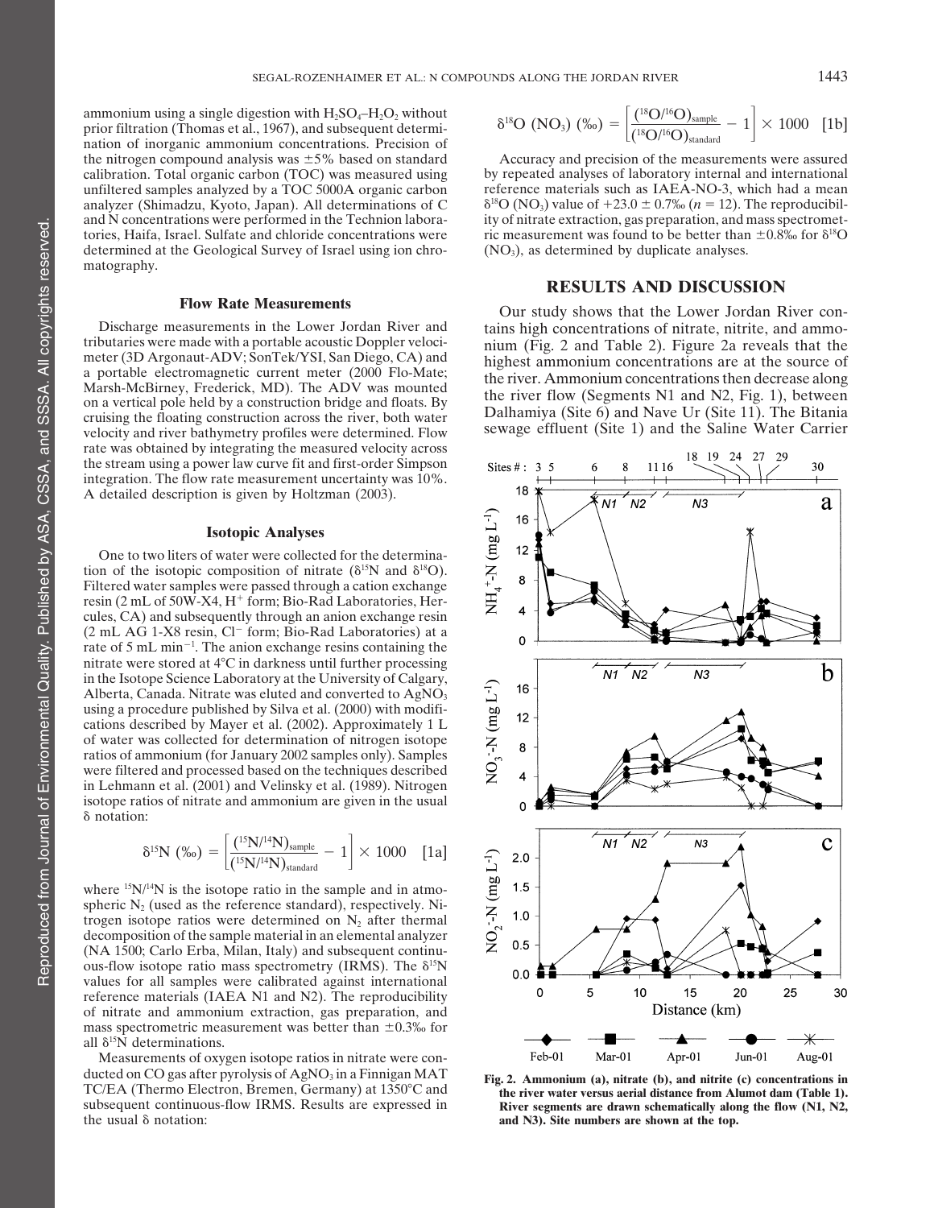ammonium using a single digestion with $H_2SO_4$–$H_2O_2$ without prior filtration (Thomas et al., 1967), and subsequent determination of inorganic ammonium concentrations. Precision of the nitrogen compound analysis was ±5% based on standard calibration. Total organic carbon (TOC) was measured using unfiltered samples analyzed by a TOC 5000A organic carbon analyzer (Shimadzu, Kyoto, Japan). All determinations of C and N concentrations were performed in the Technion laboratories, Haifa, Israel. Sulfate and chloride concentrations were determined at the Geological Survey of Israel using ion chromatography.

### Flow Rate Measurements

Discharge measurements in the Lower Jordan River and tributaries were made with a portable acoustic Doppler velocimeter (3D Argonaut-ADV; SonTek/YSI, San Diego, CA) and a portable electromagnetic current meter (2000 Flo-Mate; Marsh-McBirney, Frederick, MD). The ADV was mounted on a vertical pole held by a construction bridge and floats. By cruising the floating construction across the river, both water velocity and river bathymetry profiles were determined. Flow rate was obtained by integrating the measured velocity across the stream using a power law curve fit and first-order Simpson integration. The flow rate measurement uncertainty was 10%. A detailed description is given by Holtzman (2003).

### Isotopic Analyses

One to two liters of water were collected for the determination of the isotopic composition of nitrate ($\delta^{15}N$ and $\delta^{18}O$). Filtered water samples were passed through a cation exchange resin (2 mL of 50W-X4, $H^+$ form; Bio-Rad Laboratories, Hercules, CA) and subsequently through an anion exchange resin (2 mL AG 1-X8 resin, $Cl^-$ form; Bio-Rad Laboratories) at a rate of 5 mL $min^{-1}$. The anion exchange resins containing the nitrate were stored at 4°C in darkness until further processing in the Isotope Science Laboratory at the University of Calgary, Alberta, Canada. Nitrate was eluted and converted to $AgNO_3$ using a procedure published by Silva et al. (2000) with modifications described by Mayer et al. (2002). Approximately 1 L of water was collected for determination of nitrogen isotope ratios of ammonium (for January 2002 samples only). Samples were filtered and processed based on the techniques described in Lehmann et al. (2001) and Velinsky et al. (1989). Nitrogen isotope ratios of nitrate and ammonium are given in the usual δ notation:

$$\delta^{15}N\ (‰) = \left[\frac{(^{15}N/^{14}N)_{sample}}{(^{15}N/^{14}N)_{standard}} - 1\right] \times 1000 \quad [1a]$$

where $^{15}N/^{14}N$ is the isotope ratio in the sample and in atmospheric $N_2$ (used as the reference standard), respectively. Nitrogen isotope ratios were determined on $N_2$ after thermal decomposition of the sample material in an elemental analyzer (NA 1500; Carlo Erba, Milan, Italy) and subsequent continuous-flow isotope ratio mass spectrometry (IRMS). The $\delta^{15}N$ values for all samples were calibrated against international reference materials (IAEA N1 and N2). The reproducibility of nitrate and ammonium extraction, gas preparation, and mass spectrometric measurement was better than ±0.3‰ for all $\delta^{15}N$ determinations.

Measurements of oxygen isotope ratios in nitrate were conducted on CO gas after pyrolysis of $AgNO_3$ in a Finnigan MAT TC/EA (Thermo Electron, Bremen, Germany) at 1350°C and subsequent continuous-flow IRMS. Results are expressed in the usual δ notation:

$$\delta^{18}O\ (NO_3)\ (‰) = \left[\frac{(^{18}O/^{16}O)_{sample}}{(^{18}O/^{16}O)_{standard}} - 1\right] \times 1000 \quad [1b]$$

Accuracy and precision of the measurements were assured by repeated analyses of laboratory internal and international reference materials such as IAEA-NO-3, which had a mean $\delta^{18}O$ ($NO_3$) value of +23.0 ± 0.7‰ ($n$ = 12). The reproducibility of nitrate extraction, gas preparation, and mass spectrometric measurement was found to be better than ±0.8‰ for $\delta^{18}O$ ($NO_3$), as determined by duplicate analyses.

## RESULTS AND DISCUSSION

Our study shows that the Lower Jordan River contains high concentrations of nitrate, nitrite, and ammonium (Fig. 2 and Table 2). Figure 2a reveals that the highest ammonium concentrations are at the source of the river. Ammonium concentrations then decrease along the river flow (Segments N1 and N2, Fig. 1), between Dalhamiya (Site 6) and Nave Ur (Site 11). The Bitania sewage effluent (Site 1) and the Saline Water Carrier

**Fig. 2. Ammonium (a), nitrate (b), and nitrite (c) concentrations in the river water versus aerial distance from Alumot dam (Table 1). River segments are drawn schematically along the flow (N1, N2, and N3). Site numbers are shown at the top.**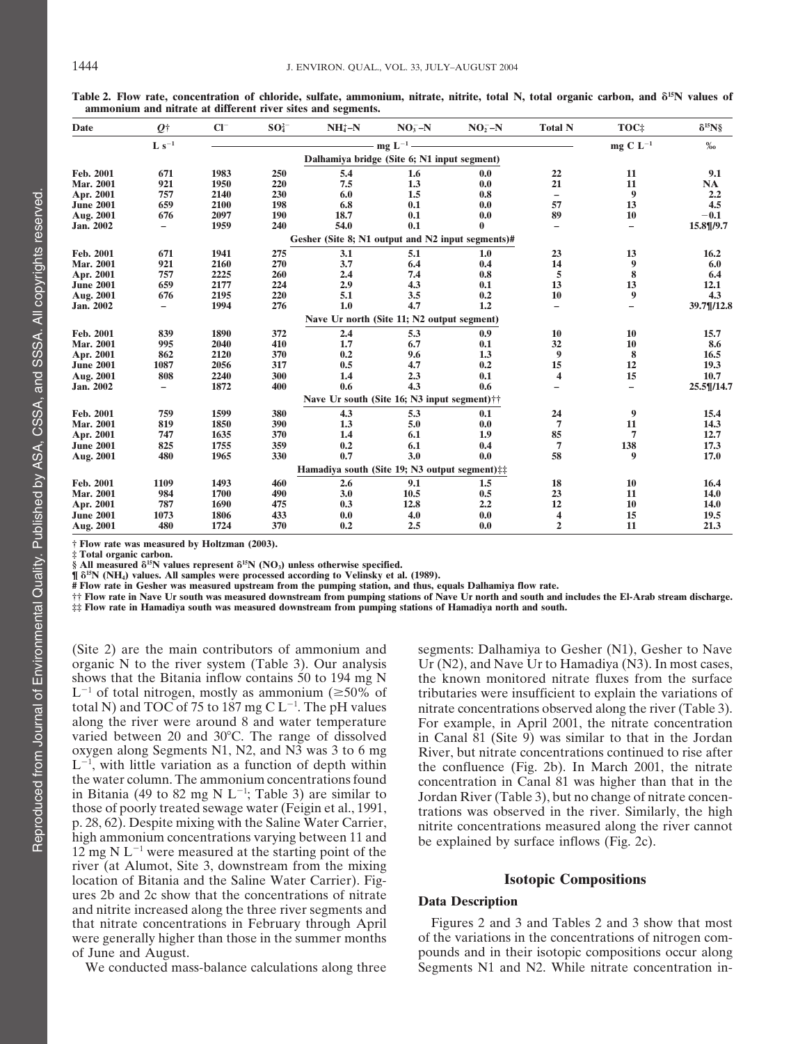Table 2. Flow rate, concentration of chloride, sulfate, ammonium, nitrate, nitrite, total N, total organic carbon, and $\delta^{15}N$ values of ammonium and nitrate at different river sites and segments.

| Date | $Q$† | $Cl^-$ | $SO_4^{2-}$ | $NH_4^+$–N | $NO_3^-$–N | $NO_2^-$–N | Total N | TOC‡ | $\delta^{15}N$§ |
|---|---|---|---|---|---|---|---|---|---|
| | $L\ s^{-1}$ | $mg\ L^{-1}$ | | | | | | $mg\ C\ L^{-1}$ | ‰ |
| **Dalhamiya bridge (Site 6; N1 input segment)** | | | | | | | | | |
| Feb. 2001 | 671 | 1983 | 250 | 5.4 | 1.6 | 0.0 | 22 | 11 | 9.1 |
| Mar. 2001 | 921 | 1950 | 220 | 7.5 | 1.3 | 0.0 | 21 | 11 | NA |
| Apr. 2001 | 757 | 2140 | 230 | 6.0 | 1.5 | 0.8 | – | 9 | 2.2 |
| June 2001 | 659 | 2100 | 198 | 6.8 | 0.1 | 0.0 | 57 | 13 | 4.5 |
| Aug. 2001 | 676 | 2097 | 190 | 18.7 | 0.1 | 0.0 | 89 | 10 | −0.1 |
| Jan. 2002 | – | 1959 | 240 | 54.0 | 0.1 | 0 | – | – | 15.8¶/9.7 |
| **Gesher (Site 8; N1 output and N2 input segments)#** | | | | | | | | | |
| Feb. 2001 | 671 | 1941 | 275 | 3.1 | 5.1 | 1.0 | 23 | 13 | 16.2 |
| Mar. 2001 | 921 | 2160 | 270 | 3.7 | 6.4 | 0.4 | 14 | 9 | 6.0 |
| Apr. 2001 | 757 | 2225 | 260 | 2.4 | 7.4 | 0.8 | 5 | 8 | 6.4 |
| June 2001 | 659 | 2177 | 224 | 2.9 | 4.3 | 0.1 | 13 | 13 | 12.1 |
| Aug. 2001 | 676 | 2195 | 220 | 5.1 | 3.5 | 0.2 | 10 | 9 | 4.3 |
| Jan. 2002 | – | 1994 | 276 | 1.0 | 4.7 | 1.2 | – | – | 39.7¶/12.8 |
| **Nave Ur north (Site 11; N2 output segment)** | | | | | | | | | |
| Feb. 2001 | 839 | 1890 | 372 | 2.4 | 5.3 | 0.9 | 10 | 10 | 15.7 |
| Mar. 2001 | 995 | 2040 | 410 | 1.7 | 6.7 | 0.1 | 32 | 10 | 8.6 |
| Apr. 2001 | 862 | 2120 | 370 | 0.2 | 9.6 | 1.3 | 9 | 8 | 16.5 |
| June 2001 | 1087 | 2056 | 317 | 0.5 | 4.7 | 0.2 | 15 | 12 | 19.3 |
| Aug. 2001 | 808 | 2240 | 300 | 1.4 | 2.3 | 0.1 | 4 | 15 | 10.7 |
| Jan. 2002 | – | 1872 | 400 | 0.6 | 4.3 | 0.6 | – | – | 25.5¶/14.7 |
| **Nave Ur south (Site 16; N3 input segment)††** | | | | | | | | | |
| Feb. 2001 | 759 | 1599 | 380 | 4.3 | 5.3 | 0.1 | 24 | 9 | 15.4 |
| Mar. 2001 | 819 | 1850 | 390 | 1.3 | 5.0 | 0.0 | 7 | 11 | 14.3 |
| Apr. 2001 | 747 | 1635 | 370 | 1.4 | 6.1 | 1.9 | 85 | 7 | 12.7 |
| June 2001 | 825 | 1755 | 359 | 0.2 | 6.1 | 0.4 | 7 | 138 | 17.3 |
| Aug. 2001 | 480 | 1965 | 330 | 0.7 | 3.0 | 0.0 | 58 | 9 | 17.0 |
| **Hamadiya south (Site 19; N3 output segment)‡‡** | | | | | | | | | |
| Feb. 2001 | 1109 | 1493 | 460 | 2.6 | 9.1 | 1.5 | 18 | 10 | 16.4 |
| Mar. 2001 | 984 | 1700 | 490 | 3.0 | 10.5 | 0.5 | 23 | 11 | 14.0 |
| Apr. 2001 | 787 | 1690 | 475 | 0.3 | 12.8 | 2.2 | 12 | 10 | 14.0 |
| June 2001 | 1073 | 1806 | 433 | 0.0 | 4.0 | 0.0 | 4 | 15 | 19.5 |
| Aug. 2001 | 480 | 1724 | 370 | 0.2 | 2.5 | 0.0 | 2 | 11 | 21.3 |

† Flow rate was measured by Holtzman (2003).
‡ Total organic carbon.
§ All measured $\delta^{15}N$ values represent $\delta^{15}N$ ($NO_3$) unless otherwise specified.
¶ $\delta^{15}N$ ($NH_4$) values. All samples were processed according to Velinsky et al. (1989).
# Flow rate in Gesher was measured upstream from the pumping station, and thus, equals Dalhamiya flow rate.
†† Flow rate in Nave Ur south was measured downstream from pumping stations of Nave Ur north and south and includes the El-Arab stream discharge.
‡‡ Flow rate in Hamadiya south was measured downstream from pumping stations of Hamadiya north and south.

(Site 2) are the main contributors of ammonium and organic N to the river system (Table 3). Our analysis shows that the Bitania inflow contains 50 to 194 mg N $L^{-1}$ of total nitrogen, mostly as ammonium (≥50% of total N) and TOC of 75 to 187 mg C $L^{-1}$. The pH values along the river were around 8 and water temperature varied between 20 and 30°C. The range of dissolved oxygen along Segments N1, N2, and N3 was 3 to 6 mg $L^{-1}$, with little variation as a function of depth within the water column. The ammonium concentrations found in Bitania (49 to 82 mg N $L^{-1}$; Table 3) are similar to those of poorly treated sewage water (Feigin et al., 1991, p. 28, 62). Despite mixing with the Saline Water Carrier, high ammonium concentrations varying between 11 and 12 mg N $L^{-1}$ were measured at the starting point of the river (at Alumot, Site 3, downstream from the mixing location of Bitania and the Saline Water Carrier). Figures 2b and 2c show that the concentrations of nitrate and nitrite increased along the three river segments and that nitrate concentrations in February through April were generally higher than those in the summer months of June and August.

We conducted mass-balance calculations along three segments: Dalhamiya to Gesher (N1), Gesher to Nave Ur (N2), and Nave Ur to Hamadiya (N3). In most cases, the known monitored nitrate fluxes from the surface tributaries were insufficient to explain the variations of nitrate concentrations observed along the river (Table 3). For example, in April 2001, the nitrate concentration in Canal 81 (Site 9) was similar to that in the Jordan River, but nitrate concentrations continued to rise after the confluence (Fig. 2b). In March 2001, the nitrate concentration in Canal 81 was higher than that in the Jordan River (Table 3), but no change of nitrate concentrations was observed in the river. Similarly, the high nitrite concentrations measured along the river cannot be explained by surface inflows (Fig. 2c).

## Isotopic Compositions

### Data Description

Figures 2 and 3 and Tables 2 and 3 show that most of the variations in the concentrations of nitrogen compounds and in their isotopic compositions occur along Segments N1 and N2. While nitrate concentration in-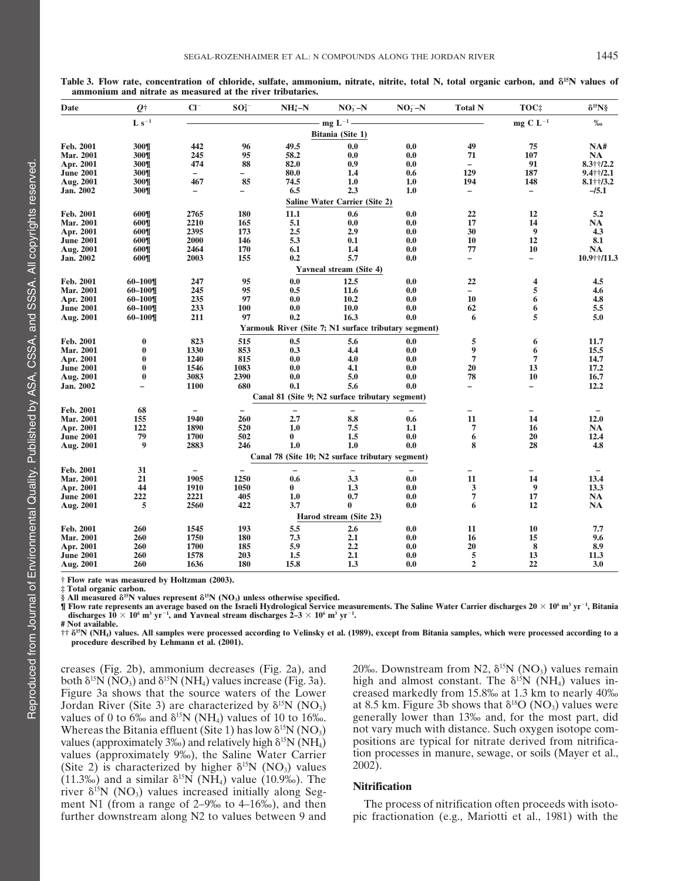**Table 3. Flow rate, concentration of chloride, sulfate, ammonium, nitrate, nitrite, total N, total organic carbon, and $\delta^{15}N$ values of ammonium and nitrate as measured at the river tributaries.**

| Date | $Q$† | $Cl^-$ | $SO_4^{2-}$ | $NH_4^+$–N | $NO_3^-$–N | $NO_2^-$–N | Total N | TOC‡ | $\delta^{15}N$§ |
|---|---|---|---|---|---|---|---|---|---|
| | L $s^{-1}$ | mg $L^{-1}$ | | | | | | mg C $L^{-1}$ | ‰ |
| | | | | | **Bitania (Site 1)** | | | | |
| **Feb. 2001** | **300¶** | **442** | **96** | **49.5** | **0.0** | **0.0** | **49** | **75** | **NA#** |
| **Mar. 2001** | **300¶** | **245** | **95** | **58.2** | **0.0** | **0.0** | **71** | **107** | **NA** |
| **Apr. 2001** | **300¶** | **474** | **88** | **82.0** | **0.9** | **0.0** | **–** | **91** | **8.3††/2.2** |
| **June 2001** | **300¶** | **–** | **–** | **80.0** | **1.4** | **0.6** | **129** | **187** | **9.4††/2.1** |
| **Aug. 2001** | **300¶** | **467** | **85** | **74.5** | **1.0** | **1.0** | **194** | **148** | **8.1††/3.2** |
| **Jan. 2002** | **300¶** | **–** | **–** | **6.5** | **2.3** | **1.0** | **–** | **–** | **–/5.1** |
| | | | | | **Saline Water Carrier (Site 2)** | | | | |
| **Feb. 2001** | **600¶** | **2765** | **180** | **11.1** | **0.6** | **0.0** | **22** | **12** | **5.2** |
| **Mar. 2001** | **600¶** | **2210** | **165** | **5.1** | **0.0** | **0.0** | **17** | **14** | **NA** |
| **Apr. 2001** | **600¶** | **2395** | **173** | **2.5** | **2.9** | **0.0** | **30** | **9** | **4.3** |
| **June 2001** | **600¶** | **2000** | **146** | **5.3** | **0.1** | **0.0** | **10** | **12** | **8.1** |
| **Aug. 2001** | **600¶** | **2464** | **170** | **6.1** | **1.4** | **0.0** | **77** | **10** | **NA** |
| **Jan. 2002** | **600¶** | **2003** | **155** | **0.2** | **5.7** | **0.0** | **–** | **–** | **10.9††/11.3** |
| | | | | | **Yavneal stream (Site 4)** | | | | |
| **Feb. 2001** | **60–100¶** | **247** | **95** | **0.0** | **12.5** | **0.0** | **22** | **4** | **4.5** |
| **Mar. 2001** | **60–100¶** | **245** | **95** | **0.5** | **11.6** | **0.0** | **–** | **5** | **4.6** |
| **Apr. 2001** | **60–100¶** | **235** | **97** | **0.0** | **10.2** | **0.0** | **10** | **6** | **4.8** |
| **June 2001** | **60–100¶** | **233** | **100** | **0.0** | **10.0** | **0.0** | **62** | **6** | **5.5** |
| **Aug. 2001** | **60–100¶** | **211** | **97** | **0.2** | **16.3** | **0.0** | **6** | **5** | **5.0** |
| | | | | | **Yarmouk River (Site 7; N1 surface tributary segment)** | | | | |
| **Feb. 2001** | **0** | **823** | **515** | **0.5** | **5.6** | **0.0** | **5** | **6** | **11.7** |
| **Mar. 2001** | **0** | **1330** | **853** | **0.3** | **4.4** | **0.0** | **9** | **6** | **15.5** |
| **Apr. 2001** | **0** | **1240** | **815** | **0.0** | **4.0** | **0.0** | **7** | **7** | **14.7** |
| **June 2001** | **0** | **1546** | **1083** | **0.0** | **4.1** | **0.0** | **20** | **13** | **17.2** |
| **Aug. 2001** | **0** | **3083** | **2390** | **0.0** | **5.0** | **0.0** | **78** | **10** | **16.7** |
| **Jan. 2002** | **–** | **1100** | **680** | **0.1** | **5.6** | **0.0** | **–** | **–** | **12.2** |
| | | | | | **Canal 81 (Site 9; N2 surface tributary segment)** | | | | |
| **Feb. 2001** | **68** | **–** | **–** | **–** | **–** | **–** | **–** | **–** | **–** |
| **Mar. 2001** | **155** | **1940** | **260** | **2.7** | **8.8** | **0.6** | **11** | **14** | **12.0** |
| **Apr. 2001** | **122** | **1890** | **520** | **1.0** | **7.5** | **1.1** | **7** | **16** | **NA** |
| **June 2001** | **79** | **1700** | **502** | **0** | **1.5** | **0.0** | **6** | **20** | **12.4** |
| **Aug. 2001** | **9** | **2883** | **246** | **1.0** | **1.0** | **0.0** | **8** | **28** | **4.8** |
| | | | | | **Canal 78 (Site 10; N2 surface tributary segment)** | | | | |
| **Feb. 2001** | **31** | **–** | **–** | **–** | **–** | **–** | **–** | **–** | **–** |
| **Mar. 2001** | **21** | **1905** | **1250** | **0.6** | **3.3** | **0.0** | **11** | **14** | **13.4** |
| **Apr. 2001** | **44** | **1910** | **1050** | **0** | **1.3** | **0.0** | **3** | **9** | **13.3** |
| **June 2001** | **222** | **2221** | **405** | **1.0** | **0.7** | **0.0** | **7** | **17** | **NA** |
| **Aug. 2001** | **5** | **2560** | **422** | **3.7** | **0** | **0.0** | **6** | **12** | **NA** |
| | | | | | **Harod stream (Site 23)** | | | | |
| **Feb. 2001** | **260** | **1545** | **193** | **5.5** | **2.6** | **0.0** | **11** | **10** | **7.7** |
| **Mar. 2001** | **260** | **1750** | **180** | **7.3** | **2.1** | **0.0** | **16** | **15** | **9.6** |
| **Apr. 2001** | **260** | **1700** | **185** | **5.9** | **2.2** | **0.0** | **20** | **8** | **8.9** |
| **June 2001** | **260** | **1578** | **203** | **1.5** | **2.1** | **0.0** | **5** | **13** | **11.3** |
| **Aug. 2001** | **260** | **1636** | **180** | **15.8** | **1.3** | **0.0** | **2** | **22** | **3.0** |

† Flow rate was measured by Holtzman (2003).

‡ Total organic carbon.

§ All measured $\delta^{15}N$ values represent $\delta^{15}N$ ($NO_3$) unless otherwise specified.

¶ Flow rate represents an average based on the Israeli Hydrological Service measurements. The Saline Water Carrier discharges $20 \times 10^6$ $m^3$ $yr^{-1}$, Bitania discharges $10 \times 10^6$ $m^3$ $yr^{-1}$, and Yavneal stream discharges $2–3 \times 10^6$ $m^3$ $yr^{-1}$.

\# Not available.

†† $\delta^{15}N$ ($NH_4$) values. All samples were processed according to Velinsky et al. (1989), except from Bitania samples, which were processed according to a procedure described by Lehmann et al. (2001).

creases (Fig. 2b), ammonium decreases (Fig. 2a), and both $\delta^{15}N$ ($NO_3$) and $\delta^{15}N$ ($NH_4$) values increase (Fig. 3a). Figure 3a shows that the source waters of the Lower Jordan River (Site 3) are characterized by $\delta^{15}N$ ($NO_3$) values of 0 to 6‰ and $\delta^{15}N$ ($NH_4$) values of 10 to 16‰. Whereas the Bitania effluent (Site 1) has low $\delta^{15}N$ ($NO_3$) values (approximately 3‰) and relatively high $\delta^{15}N$ ($NH_4$) values (approximately 9‰), the Saline Water Carrier (Site 2) is characterized by higher $\delta^{15}N$ ($NO_3$) values (11.3‰) and a similar $\delta^{15}N$ ($NH_4$) value (10.9‰). The river $\delta^{15}N$ ($NO_3$) values increased initially along Segment N1 (from a range of 2–9‰ to 4–16‰), and then further downstream along N2 to values between 9 and 20‰. Downstream from N2, $\delta^{15}N$ ($NO_3$) values remain high and almost constant. The $\delta^{15}N$ ($NH_4$) values increased markedly from 15.8‰ at 1.3 km to nearly 40‰ at 8.5 km. Figure 3b shows that $\delta^{18}O$ ($NO_3$) values were generally lower than 13‰ and, for the most part, did not vary much with distance. Such oxygen isotope compositions are typical for nitrate derived from nitrification processes in manure, sewage, or soils (Mayer et al., 2002).

## Nitrification

The process of nitrification often proceeds with isotopic fractionation (e.g., Mariotti et al., 1981) with the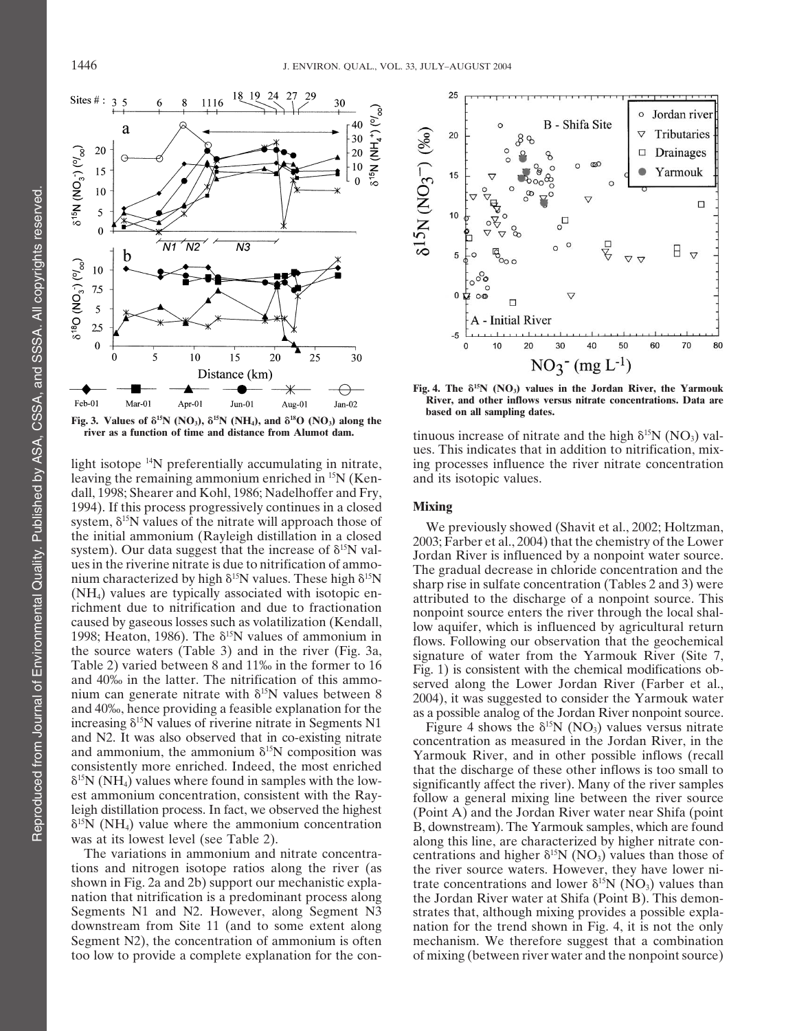Fig. 3. Values of $\delta^{15}N$ ($NO_3$), $\delta^{15}N$ ($NH_4$), and $\delta^{18}O$ ($NO_3$) along the river as a function of time and distance from Alumot dam.

light isotope $^{14}N$ preferentially accumulating in nitrate, leaving the remaining ammonium enriched in $^{15}N$ (Kendall, 1998; Shearer and Kohl, 1986; Nadelhoffer and Fry, 1994). If this process progressively continues in a closed system, $\delta^{15}N$ values of the nitrate will approach those of the initial ammonium (Rayleigh distillation in a closed system). Our data suggest that the increase of $\delta^{15}N$ values in the riverine nitrate is due to nitrification of ammonium characterized by high $\delta^{15}N$ values. These high $\delta^{15}N$ ($NH_4$) values are typically associated with isotopic enrichment due to nitrification and due to fractionation caused by gaseous losses such as volatilization (Kendall, 1998; Heaton, 1986). The $\delta^{15}N$ values of ammonium in the source waters (Table 3) and in the river (Fig. 3a, Table 2) varied between 8 and 11‰ in the former to 16 and 40‰ in the latter. The nitrification of this ammonium can generate nitrate with $\delta^{15}N$ values between 8 and 40‰, hence providing a feasible explanation for the increasing $\delta^{15}N$ values of riverine nitrate in Segments N1 and N2. It was also observed that in co-existing nitrate and ammonium, the ammonium $\delta^{15}N$ composition was consistently more enriched. Indeed, the most enriched $\delta^{15}N$ ($NH_4$) values where found in samples with the lowest ammonium concentration, consistent with the Rayleigh distillation process. In fact, we observed the highest $\delta^{15}N$ ($NH_4$) value where the ammonium concentration was at its lowest level (see Table 2).

The variations in ammonium and nitrate concentrations and nitrogen isotope ratios along the river (as shown in Fig. 2a and 2b) support our mechanistic explanation that nitrification is a predominant process along Segments N1 and N2. However, along Segment N3 downstream from Site 11 (and to some extent along Segment N2), the concentration of ammonium is often too low to provide a complete explanation for the continuous increase of nitrate and the high $\delta^{15}N$ ($NO_3$) values. This indicates that in addition to nitrification, mixing processes influence the river nitrate concentration and its isotopic values.

Fig. 4. The $\delta^{15}N$ ($NO_3$) values in the Jordan River, the Yarmouk River, and other inflows versus nitrate concentrations. Data are based on all sampling dates.

### Mixing

We previously showed (Shavit et al., 2002; Holtzman, 2003; Farber et al., 2004) that the chemistry of the Lower Jordan River is influenced by a nonpoint water source. The gradual decrease in chloride concentration and the sharp rise in sulfate concentration (Tables 2 and 3) were attributed to the discharge of a nonpoint source. This nonpoint source enters the river through the local shallow aquifer, which is influenced by agricultural return flows. Following our observation that the geochemical signature of water from the Yarmouk River (Site 7, Fig. 1) is consistent with the chemical modifications observed along the Lower Jordan River (Farber et al., 2004), it was suggested to consider the Yarmouk water as a possible analog of the Jordan River nonpoint source.

Figure 4 shows the $\delta^{15}N$ ($NO_3$) values versus nitrate concentration as measured in the Jordan River, in the Yarmouk River, and in other possible inflows (recall that the discharge of these other inflows is too small to significantly affect the river). Many of the river samples follow a general mixing line between the river source (Point A) and the Jordan River water near Shifa (point B, downstream). The Yarmouk samples, which are found along this line, are characterized by higher nitrate concentrations and higher $\delta^{15}N$ ($NO_3$) values than those of the river source waters. However, they have lower nitrate concentrations and lower $\delta^{15}N$ ($NO_3$) values than the Jordan River water at Shifa (Point B). This demonstrates that, although mixing provides a possible explanation for the trend shown in Fig. 4, it is not the only mechanism. We therefore suggest that a combination of mixing (between river water and the nonpoint source)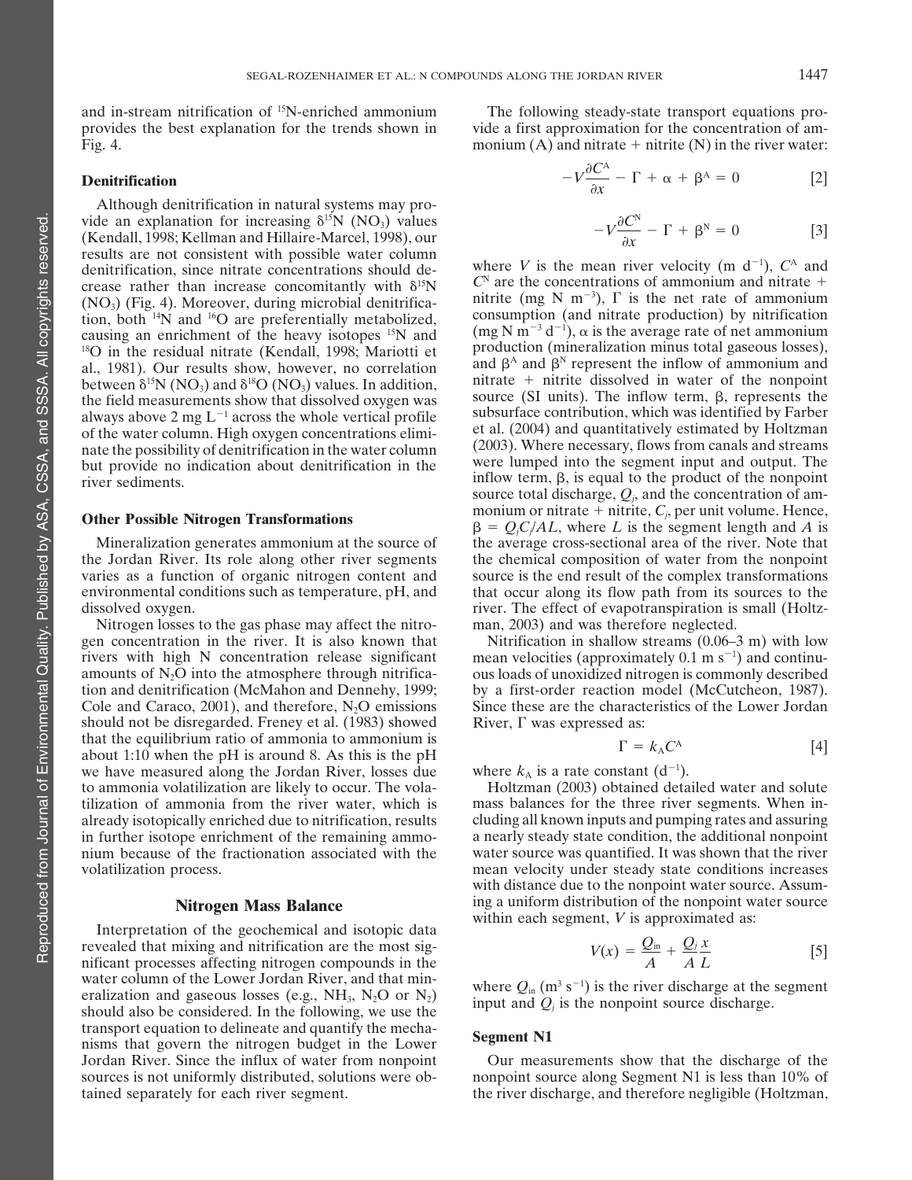and in-stream nitrification of $^{15}N$-enriched ammonium provides the best explanation for the trends shown in Fig. 4.

### Denitrification

Although denitrification in natural systems may provide an explanation for increasing $\delta^{15}N$ ($NO_3$) values (Kendall, 1998; Kellman and Hillaire-Marcel, 1998), our results are not consistent with possible water column denitrification, since nitrate concentrations should decrease rather than increase concomitantly with $\delta^{15}N$ ($NO_3$) (Fig. 4). Moreover, during microbial denitrification, both $^{14}N$ and $^{16}O$ are preferentially metabolized, causing an enrichment of the heavy isotopes $^{15}N$ and $^{18}O$ in the residual nitrate (Kendall, 1998; Mariotti et al., 1981). Our results show, however, no correlation between $\delta^{15}N$ ($NO_3$) and $\delta^{18}O$ ($NO_3$) values. In addition, the field measurements show that dissolved oxygen was always above 2 mg $L^{-1}$ across the whole vertical profile of the water column. High oxygen concentrations eliminate the possibility of denitrification in the water column but provide no indication about denitrification in the river sediments.

### Other Possible Nitrogen Transformations

Mineralization generates ammonium at the source of the Jordan River. Its role along other river segments varies as a function of organic nitrogen content and environmental conditions such as temperature, pH, and dissolved oxygen.

Nitrogen losses to the gas phase may affect the nitrogen concentration in the river. It is also known that rivers with high N concentration release significant amounts of $N_2O$ into the atmosphere through nitrification and denitrification (McMahon and Dennehy, 1999; Cole and Caraco, 2001), and therefore, $N_2O$ emissions should not be disregarded. Freney et al. (1983) showed that the equilibrium ratio of ammonia to ammonium is about 1:10 when the pH is around 8. As this is the pH we have measured along the Jordan River, losses due to ammonia volatilization are likely to occur. The volatilization of ammonia from the river water, which is already isotopically enriched due to nitrification, results in further isotope enrichment of the remaining ammonium because of the fractionation associated with the volatilization process.

## Nitrogen Mass Balance

Interpretation of the geochemical and isotopic data revealed that mixing and nitrification are the most significant processes affecting nitrogen compounds in the water column of the Lower Jordan River, and that mineralization and gaseous losses (e.g., $NH_3$, $N_2O$ or $N_2$) should also be considered. In the following, we use the transport equation to delineate and quantify the mechanisms that govern the nitrogen budget in the Lower Jordan River. Since the influx of water from nonpoint sources is not uniformly distributed, solutions were obtained separately for each river segment.

The following steady-state transport equations provide a first approximation for the concentration of ammonium (A) and nitrate + nitrite (N) in the river water:

$$-V\frac{\partial C^{A}}{\partial x} - \Gamma + \alpha + \beta^{A} = 0 \quad [2]$$

$$-V\frac{\partial C^{N}}{\partial x} - \Gamma + \beta^{N} = 0 \quad [3]$$

where $V$ is the mean river velocity (m $d^{-1}$), $C^{A}$ and $C^{N}$ are the concentrations of ammonium and nitrate + nitrite (mg N $m^{-3}$), $\Gamma$ is the net rate of ammonium consumption (and nitrate production) by nitrification (mg N $m^{-3}$ $d^{-1}$), $\alpha$ is the average rate of net ammonium production (mineralization minus total gaseous losses), and $\beta^{A}$ and $\beta^{N}$ represent the inflow of ammonium and nitrate + nitrite dissolved in water of the nonpoint source (SI units). The inflow term, $\beta$, represents the subsurface contribution, which was identified by Farber et al. (2004) and quantitatively estimated by Holtzman (2003). Where necessary, flows from canals and streams were lumped into the segment input and output. The inflow term, $\beta$, is equal to the product of the nonpoint source total discharge, $Q_j$, and the concentration of ammonium or nitrate + nitrite, $C_j$, per unit volume. Hence, $\beta = Q_jC_j/AL$, where $L$ is the segment length and $A$ is the average cross-sectional area of the river. Note that the chemical composition of water from the nonpoint source is the end result of the complex transformations that occur along its flow path from its sources to the river. The effect of evapotranspiration is small (Holtzman, 2003) and was therefore neglected.

Nitrification in shallow streams (0.06–3 m) with low mean velocities (approximately 0.1 m $s^{-1}$) and continuous loads of unoxidized nitrogen is commonly described by a first-order reaction model (McCutcheon, 1987). Since these are the characteristics of the Lower Jordan River, $\Gamma$ was expressed as:

$$\Gamma = k_{A}C^{A} \quad [4]$$

where $k_A$ is a rate constant ($d^{-1}$).

Holtzman (2003) obtained detailed water and solute mass balances for the three river segments. When including all known inputs and pumping rates and assuring a nearly steady state condition, the additional nonpoint water source was quantified. It was shown that the river mean velocity under steady state conditions increases with distance due to the nonpoint water source. Assuming a uniform distribution of the nonpoint water source within each segment, $V$ is approximated as:

$$V(x) = \frac{Q_{in}}{A} + \frac{Q_j}{A}\frac{x}{L} \quad [5]$$

where $Q_{in}$ ($m^3$ $s^{-1}$) is the river discharge at the segment input and $Q_j$ is the nonpoint source discharge.

### Segment N1

Our measurements show that the discharge of the nonpoint source along Segment N1 is less than 10% of the river discharge, and therefore negligible (Holtzman,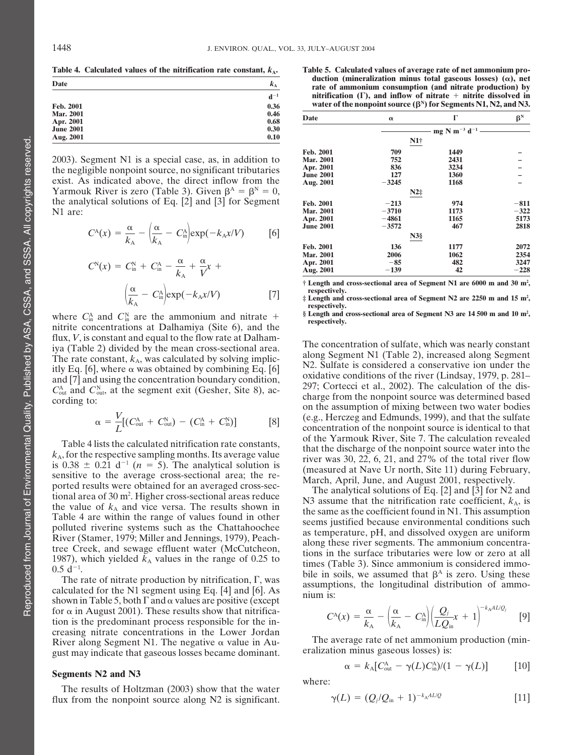**Table 4. Calculated values of the nitrification rate constant, $k_A$.**

| Date | $k_A$ |
|---|---|
| | $d^{-1}$ |
| Feb. 2001 | 0.36 |
| Mar. 2001 | 0.46 |
| Apr. 2001 | 0.68 |
| June 2001 | 0.30 |
| Aug. 2001 | 0.10 |

2003). Segment N1 is a special case, as, in addition to the negligible nonpoint source, no significant tributaries exist. As indicated above, the direct inflow from the Yarmouk River is zero (Table 3). Given $\beta^A = \beta^N = 0$, the analytical solutions of Eq. [2] and [3] for Segment N1 are:

$$C^A(x) = \frac{\alpha}{k_A} - \left(\frac{\alpha}{k_A} - C_{in}^A\right)\exp(-k_A x/V) \qquad [6]$$

$$C^N(x) = C_{in}^N + C_{in}^A - \frac{\alpha}{k_A} + \frac{\alpha}{V}x + \left(\frac{\alpha}{k_A} - C_{in}^A\right)\exp(-k_A x/V) \qquad [7]$$

where $C_{in}^A$ and $C_{in}^N$ are the ammonium and nitrate + nitrite concentrations at Dalhamiya (Site 6), and the flux, $V$, is constant and equal to the flow rate at Dalhamiya (Table 2) divided by the mean cross-sectional area. The rate constant, $k_A$, was calculated by solving implicitly Eq. [6], where $\alpha$ was obtained by combining Eq. [6] and [7] and using the concentration boundary condition, $C_{out}^A$ and $C_{out}^N$, at the segment exit (Gesher, Site 8), according to:

$$\alpha = \frac{V}{L}[(C_{out}^A + C_{out}^N) - (C_{in}^A + C_{in}^N)] \qquad [8]$$

Table 4 lists the calculated nitrification rate constants, $k_A$, for the respective sampling months. Its average value is $0.38 \pm 0.21$ $d^{-1}$ ($n = 5$). The analytical solution is sensitive to the average cross-sectional area; the reported results were obtained for an averaged cross-sectional area of 30 $m^2$. Higher cross-sectional areas reduce the value of $k_A$ and vice versa. The results shown in Table 4 are within the range of values found in other polluted riverine systems such as the Chattahoochee River (Stamer, 1979; Miller and Jennings, 1979), Peachtree Creek, and sewage effluent water (McCutcheon, 1987), which yielded $k_A$ values in the range of 0.25 to 0.5 $d^{-1}$.

The rate of nitrate production by nitrification, $\Gamma$, was calculated for the N1 segment using Eq. [4] and [6]. As shown in Table 5, both $\Gamma$ and $\alpha$ values are positive (except for $\alpha$ in August 2001). These results show that nitrification is the predominant process responsible for the increasing nitrate concentrations in the Lower Jordan River along Segment N1. The negative $\alpha$ value in August may indicate that gaseous losses became dominant.

## Segments N2 and N3

The results of Holtzman (2003) show that the water flux from the nonpoint source along N2 is significant.

**Table 5. Calculated values of average rate of net ammonium production (mineralization minus total gaseous losses) ($\alpha$), net rate of ammonium consumption (and nitrate production) by nitrification ($\Gamma$), and inflow of nitrate + nitrite dissolved in water of the nonpoint source ($\beta^N$) for Segments N1, N2, and N3.**

| Date | $\alpha$ | $\Gamma$ | $\beta^N$ |
|---|---|---|---|
| | mg N $m^{-3}$ $d^{-1}$ | | |
| | | N1† | |
| Feb. 2001 | 709 | 1449 | – |
| Mar. 2001 | 752 | 2431 | – |
| Apr. 2001 | 836 | 3234 | – |
| June 2001 | 127 | 1360 | – |
| Aug. 2001 | −3245 | 1168 | – |
| | | N2‡ | |
| Feb. 2001 | −213 | 974 | −811 |
| Mar. 2001 | −3710 | 1173 | −322 |
| Apr. 2001 | −4861 | 1165 | 5173 |
| June 2001 | −3572 | 467 | 2818 |
| | | N3§ | |
| Feb. 2001 | 136 | 1177 | 2072 |
| Mar. 2001 | 2006 | 1062 | 2354 |
| Apr. 2001 | −85 | 482 | 3247 |
| Aug. 2001 | −139 | 42 | −228 |

† Length and cross-sectional area of Segment N1 are 6000 m and 30 $m^2$, respectively.
‡ Length and cross-sectional area of Segment N2 are 2250 m and 15 $m^2$, respectively.
§ Length and cross-sectional area of Segment N3 are 14 500 m and 10 $m^2$, respectively.

The concentration of sulfate, which was nearly constant along Segment N1 (Table 2), increased along Segment N2. Sulfate is considered a conservative ion under the oxidative conditions of the river (Lindsay, 1979, p. 281–297; Cortecci et al., 2002). The calculation of the discharge from the nonpoint source was determined based on the assumption of mixing between two water bodies (e.g., Herczeg and Edmunds, 1999), and that the sulfate concentration of the nonpoint source is identical to that of the Yarmouk River, Site 7. The calculation revealed that the discharge of the nonpoint source water into the river was 30, 22, 6, 21, and 27% of the total river flow (measured at Nave Ur north, Site 11) during February, March, April, June, and August 2001, respectively.

The analytical solutions of Eq. [2] and [3] for N2 and N3 assume that the nitrification rate coefficient, $k_A$, is the same as the coefficient found in N1. This assumption seems justified because environmental conditions such as temperature, pH, and dissolved oxygen are uniform along these river segments. The ammonium concentrations in the surface tributaries were low or zero at all times (Table 3). Since ammonium is considered immobile in soils, we assumed that $\beta^A$ is zero. Using these assumptions, the longitudinal distribution of ammonium is:

$$C^A(x) = \frac{\alpha}{k_A} - \left(\frac{\alpha}{k_A} - C_{in}^A\right)\left(\frac{Q_j}{LQ_{in}}x + 1\right)^{-k_A AL/Q_j} \qquad [9]$$

The average rate of net ammonium production (mineralization minus gaseous losses) is:

$$\alpha = k_A[C_{out}^A - \gamma(L)C_{in}^A)/(1 - \gamma(L)] \qquad [10]$$

where:

$$\gamma(L) = (Q_j/Q_{in} + 1)^{-k_A AL/Q} \qquad [11]$$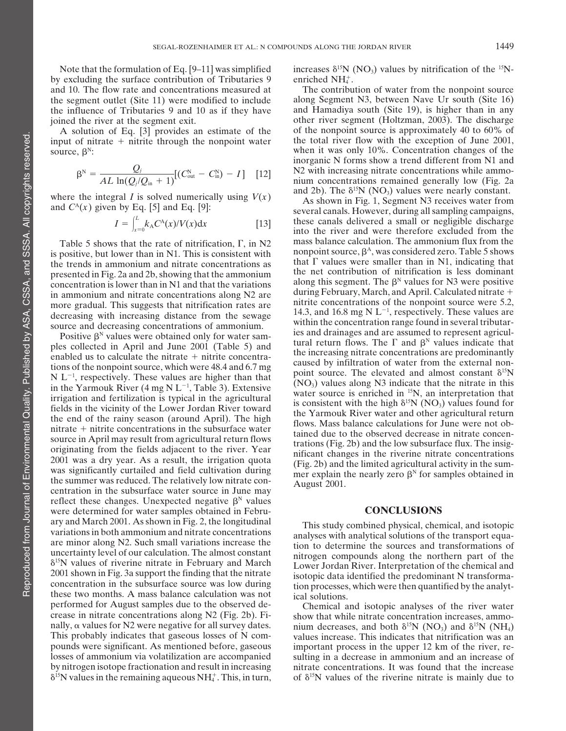Note that the formulation of Eq. [9–11] was simplified by excluding the surface contribution of Tributaries 9 and 10. The flow rate and concentrations measured at the segment outlet (Site 11) were modified to include the influence of Tributaries 9 and 10 as if they have joined the river at the segment exit.

A solution of Eq. [3] provides an estimate of the input of nitrate + nitrite through the nonpoint water source, $\beta^N$:

$$\beta^N = \frac{Q_j}{AL\,\ln(Q_j/Q_{in}+1)}[(C^N_{out} - C^N_{in}) - I] \quad [12]$$

where the integral $I$ is solved numerically using $V(x)$ and $C^A(x)$ given by Eq. [5] and Eq. [9]:

$$I = \int_{x=0}^{L} k_A C^A(x)/V(x)\mathrm{d}x \quad [13]$$

Table 5 shows that the rate of nitrification, $\Gamma$, in N2 is positive, but lower than in N1. This is consistent with the trends in ammonium and nitrate concentrations as presented in Fig. 2a and 2b, showing that the ammonium concentration is lower than in N1 and that the variations in ammonium and nitrate concentrations along N2 are more gradual. This suggests that nitrification rates are decreasing with increasing distance from the sewage source and decreasing concentrations of ammonium.

Positive $\beta^N$ values were obtained only for water samples collected in April and June 2001 (Table 5) and enabled us to calculate the nitrate + nitrite concentrations of the nonpoint source, which were 48.4 and 6.7 mg N $L^{-1}$, respectively. These values are higher than that in the Yarmouk River (4 mg N $L^{-1}$, Table 3). Extensive irrigation and fertilization is typical in the agricultural fields in the vicinity of the Lower Jordan River toward the end of the rainy season (around April). The high nitrate + nitrite concentrations in the subsurface water source in April may result from agricultural return flows originating from the fields adjacent to the river. Year 2001 was a dry year. As a result, the irrigation quota was significantly curtailed and field cultivation during the summer was reduced. The relatively low nitrate concentration in the subsurface water source in June may reflect these changes. Unexpected negative $\beta^N$ values were determined for water samples obtained in February and March 2001. As shown in Fig. 2, the longitudinal variations in both ammonium and nitrate concentrations are minor along N2. Such small variations increase the uncertainty level of our calculation. The almost constant $\delta^{15}N$ values of riverine nitrate in February and March 2001 shown in Fig. 3a support the finding that the nitrate concentration in the subsurface source was low during these two months. A mass balance calculation was not performed for August samples due to the observed decrease in nitrate concentrations along N2 (Fig. 2b). Finally, $\alpha$ values for N2 were negative for all survey dates. This probably indicates that gaseous losses of N compounds were significant. As mentioned before, gaseous losses of ammonium via volatilization are accompanied by nitrogen isotope fractionation and result in increasing $\delta^{15}N$ values in the remaining aqueous $NH_4^+$. This, in turn, increases $\delta^{15}N$ ($NO_3$) values by nitrification of the $^{15}N$-enriched $NH_4^+$.

The contribution of water from the nonpoint source along Segment N3, between Nave Ur south (Site 16) and Hamadiya south (Site 19), is higher than in any other river segment (Holtzman, 2003). The discharge of the nonpoint source is approximately 40 to 60% of the total river flow with the exception of June 2001, when it was only 10%. Concentration changes of the inorganic N forms show a trend different from N1 and N2 with increasing nitrate concentrations while ammonium concentrations remained generally low (Fig. 2a and 2b). The $\delta^{15}N$ ($NO_3$) values were nearly constant.

As shown in Fig. 1, Segment N3 receives water from several canals. However, during all sampling campaigns, these canals delivered a small or negligible discharge into the river and were therefore excluded from the mass balance calculation. The ammonium flux from the nonpoint source, $\beta^A$, was considered zero. Table 5 shows that $\Gamma$ values were smaller than in N1, indicating that the net contribution of nitrification is less dominant along this segment. The $\beta^N$ values for N3 were positive during February, March, and April. Calculated nitrate + nitrite concentrations of the nonpoint source were 5.2, 14.3, and 16.8 mg N $L^{-1}$, respectively. These values are within the concentration range found in several tributaries and drainages and are assumed to represent agricultural return flows. The $\Gamma$ and $\beta^N$ values indicate that the increasing nitrate concentrations are predominantly caused by infiltration of water from the external nonpoint source. The elevated and almost constant $\delta^{15}N$ ($NO_3$) values along N3 indicate that the nitrate in this water source is enriched in $^{15}N$, an interpretation that is consistent with the high $\delta^{15}N$ ($NO_3$) values found for the Yarmouk River water and other agricultural return flows. Mass balance calculations for June were not obtained due to the observed decrease in nitrate concentrations (Fig. 2b) and the low subsurface flux. The insignificant changes in the riverine nitrate concentrations (Fig. 2b) and the limited agricultural activity in the summer explain the nearly zero $\beta^N$ for samples obtained in August 2001.

## CONCLUSIONS

This study combined physical, chemical, and isotopic analyses with analytical solutions of the transport equation to determine the sources and transformations of nitrogen compounds along the northern part of the Lower Jordan River. Interpretation of the chemical and isotopic data identified the predominant N transformation processes, which were then quantified by the analytical solutions.

Chemical and isotopic analyses of the river water show that while nitrate concentration increases, ammonium decreases, and both $\delta^{15}N$ ($NO_3$) and $\delta^{15}N$ ($NH_4$) values increase. This indicates that nitrification was an important process in the upper 12 km of the river, resulting in a decrease in ammonium and an increase of nitrate concentrations. It was found that the increase of $\delta^{15}N$ values of the riverine nitrate is mainly due to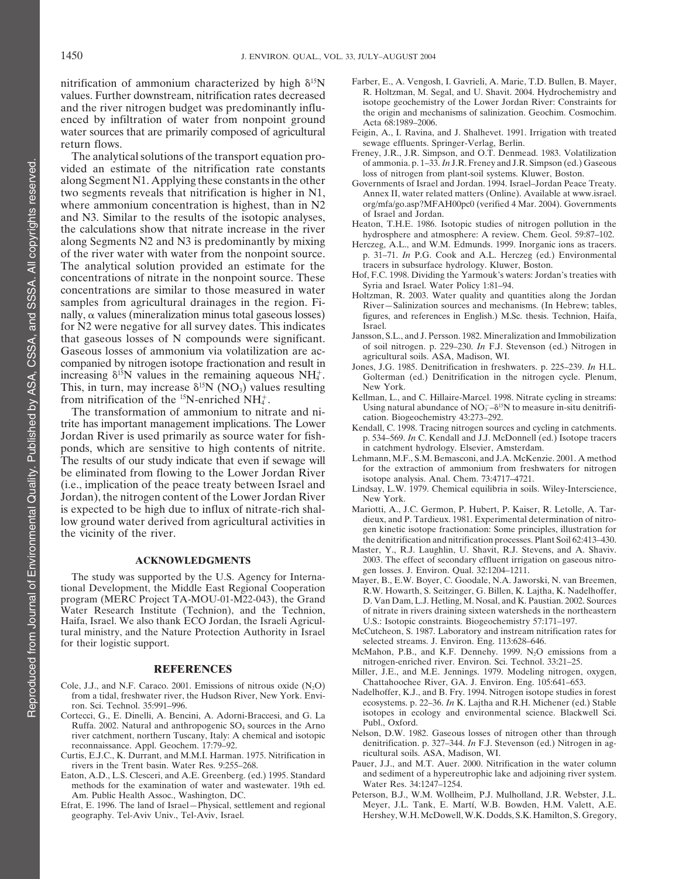nitrification of ammonium characterized by high $\delta^{15}N$ values. Further downstream, nitrification rates decreased and the river nitrogen budget was predominantly influenced by infiltration of water from nonpoint ground water sources that are primarily composed of agricultural return flows.

The analytical solutions of the transport equation provided an estimate of the nitrification rate constants along Segment N1. Applying these constants in the other two segments reveals that nitrification is higher in N1, where ammonium concentration is highest, than in N2 and N3. Similar to the results of the isotopic analyses, the calculations show that nitrate increase in the river along Segments N2 and N3 is predominantly by mixing of the river water with water from the nonpoint source. The analytical solution provided an estimate for the concentrations of nitrate in the nonpoint source. These concentrations are similar to those measured in water samples from agricultural drainages in the region. Finally, α values (mineralization minus total gaseous losses) for N2 were negative for all survey dates. This indicates that gaseous losses of N compounds were significant. Gaseous losses of ammonium via volatilization are accompanied by nitrogen isotope fractionation and result in increasing $\delta^{15}N$ values in the remaining aqueous $NH_4^+$. This, in turn, may increase $\delta^{15}N$ ($NO_3$) values resulting from nitrification of the $^{15}N$-enriched $NH_4^+$.

The transformation of ammonium to nitrate and nitrite has important management implications. The Lower Jordan River is used primarily as source water for fishponds, which are sensitive to high contents of nitrite. The results of our study indicate that even if sewage will be eliminated from flowing to the Lower Jordan River (i.e., implication of the peace treaty between Israel and Jordan), the nitrogen content of the Lower Jordan River is expected to be high due to influx of nitrate-rich shallow ground water derived from agricultural activities in the vicinity of the river.

## ACKNOWLEDGMENTS

The study was supported by the U.S. Agency for International Development, the Middle East Regional Cooperation program (MERC Project TA-MOU-01-M22-043), the Grand Water Research Institute (Technion), and the Technion, Haifa, Israel. We also thank ECO Jordan, the Israeli Agricultural ministry, and the Nature Protection Authority in Israel for their logistic support.

## REFERENCES

Cole, J.J., and N.F. Caraco. 2001. Emissions of nitrous oxide ($N_2O$) from a tidal, freshwater river, the Hudson River, New York. Environ. Sci. Technol. 35:991–996.

Cortecci, G., E. Dinelli, A. Bencini, A. Adorni-Braccesi, and G. La Ruffa. 2002. Natural and anthropogenic $SO_4$ sources in the Arno river catchment, northern Tuscany, Italy: A chemical and isotopic reconnaissance. Appl. Geochem. 17:79–92.

Curtis, E.J.C., K. Durrant, and M.M.I. Harman. 1975. Nitrification in rivers in the Trent basin. Water Res. 9:255–268.

Eaton, A.D., L.S. Clesceri, and A.E. Greenberg. (ed.) 1995. Standard methods for the examination of water and wastewater. 19th ed. Am. Public Health Assoc., Washington, DC.

Efrat, E. 1996. The land of Israel—Physical, settlement and regional geography. Tel-Aviv Univ., Tel-Aviv, Israel.

Farber, E., A. Vengosh, I. Gavrieli, A. Marie, T.D. Bullen, B. Mayer, R. Holtzman, M. Segal, and U. Shavit. 2004. Hydrochemistry and isotope geochemistry of the Lower Jordan River: Constraints for the origin and mechanisms of salinization. Geochim. Cosmochim. Acta 68:1989–2006.

Feigin, A., I. Ravina, and J. Shalhevet. 1991. Irrigation with treated sewage effluents. Springer-Verlag, Berlin.

Freney, J.R., J.R. Simpson, and O.T. Denmead. 1983. Volatilization of ammonia. p. 1–33. *In* J.R. Freney and J.R. Simpson (ed.) Gaseous loss of nitrogen from plant-soil systems. Kluwer, Boston.

Governments of Israel and Jordan. 1994. Israel–Jordan Peace Treaty. Annex II, water related matters (Online). Available at www.israel.org/mfa/go.asp?MFAH00pc0 (verified 4 Mar. 2004). Governments of Israel and Jordan.

Heaton, T.H.E. 1986. Isotopic studies of nitrogen pollution in the hydrosphere and atmosphere: A review. Chem. Geol. 59:87–102.

Herczeg, A.L., and W.M. Edmunds. 1999. Inorganic ions as tracers. p. 31–71. *In* P.G. Cook and A.L. Herczeg (ed.) Environmental tracers in subsurface hydrology. Kluwer, Boston.

Hof, F.C. 1998. Dividing the Yarmouk's waters: Jordan's treaties with Syria and Israel. Water Policy 1:81–94.

Holtzman, R. 2003. Water quality and quantities along the Jordan River—Salinization sources and mechanisms. (In Hebrew; tables, figures, and references in English.) M.Sc. thesis. Technion, Haifa, Israel.

Jansson, S.L., and J. Persson. 1982. Mineralization and Immobilization of soil nitrogen. p. 229–230. *In* F.J. Stevenson (ed.) Nitrogen in agricultural soils. ASA, Madison, WI.

Jones, J.G. 1985. Denitrification in freshwaters. p. 225–239. *In* H.L. Golterman (ed.) Denitrification in the nitrogen cycle. Plenum, New York.

Kellman, L., and C. Hillaire-Marcel. 1998. Nitrate cycling in streams: Using natural abundance of $NO_3^-$–$\delta^{15}N$ to measure in-situ denitrification. Biogeochemistry 43:273–292.

Kendall, C. 1998. Tracing nitrogen sources and cycling in catchments. p. 534–569. *In* C. Kendall and J.J. McDonnell (ed.) Isotope tracers in catchment hydrology. Elsevier, Amsterdam.

Lehmann, M.F., S.M. Bemasconi, and J.A. McKenzie. 2001. A method for the extraction of ammonium from freshwaters for nitrogen isotope analysis. Anal. Chem. 73:4717–4721.

Lindsay, L.W. 1979. Chemical equilibria in soils. Wiley-Interscience, New York.

Mariotti, A., J.C. Germon, P. Hubert, P. Kaiser, R. Letolle, A. Tardieux, and P. Tardieux. 1981. Experimental determination of nitrogen kinetic isotope fractionation: Some principles, illustration for the denitrification and nitrification processes. Plant Soil 62:413–430.

Master, Y., R.J. Laughlin, U. Shavit, R.J. Stevens, and A. Shaviv. 2003. The effect of secondary effluent irrigation on gaseous nitrogen losses. J. Environ. Qual. 32:1204–1211.

Mayer, B., E.W. Boyer, C. Goodale, N.A. Jaworski, N. van Breemen, R.W. Howarth, S. Seitzinger, G. Billen, K. Lajtha, K. Nadelhoffer, D. Van Dam, L.J. Hetling, M. Nosal, and K. Paustian. 2002. Sources of nitrate in rivers draining sixteen watersheds in the northeastern U.S.: Isotopic constraints. Biogeochemistry 57:171–197.

McCutcheon, S. 1987. Laboratory and instream nitrification rates for selected streams. J. Environ. Eng. 113:628–646.

McMahon, P.B., and K.F. Dennehy. 1999. $N_2O$ emissions from a nitrogen-enriched river. Environ. Sci. Technol. 33:21–25.

Miller, J.E., and M.E. Jennings. 1979. Modeling nitrogen, oxygen, Chattahoochee River, GA. J. Environ. Eng. 105:641–653.

Nadelhoffer, K.J., and B. Fry. 1994. Nitrogen isotope studies in forest ecosystems. p. 22–36. *In* K. Lajtha and R.H. Michener (ed.) Stable isotopes in ecology and environmental science. Blackwell Sci. Publ., Oxford.

Nelson, D.W. 1982. Gaseous losses of nitrogen other than through denitrification. p. 327–344. *In* F.J. Stevenson (ed.) Nitrogen in agricultural soils. ASA, Madison, WI.

Pauer, J.J., and M.T. Auer. 2000. Nitrification in the water column and sediment of a hypereutrophic lake and adjoining river system. Water Res. 34:1247–1254.

Peterson, B.J., W.M. Wollheim, P.J. Mulholland, J.R. Webster, J.L. Meyer, J.L. Tank, E. Martí, W.B. Bowden, H.M. Valett, A.E. Hershey, W.H. McDowell, W.K. Dodds, S.K. Hamilton, S. Gregory,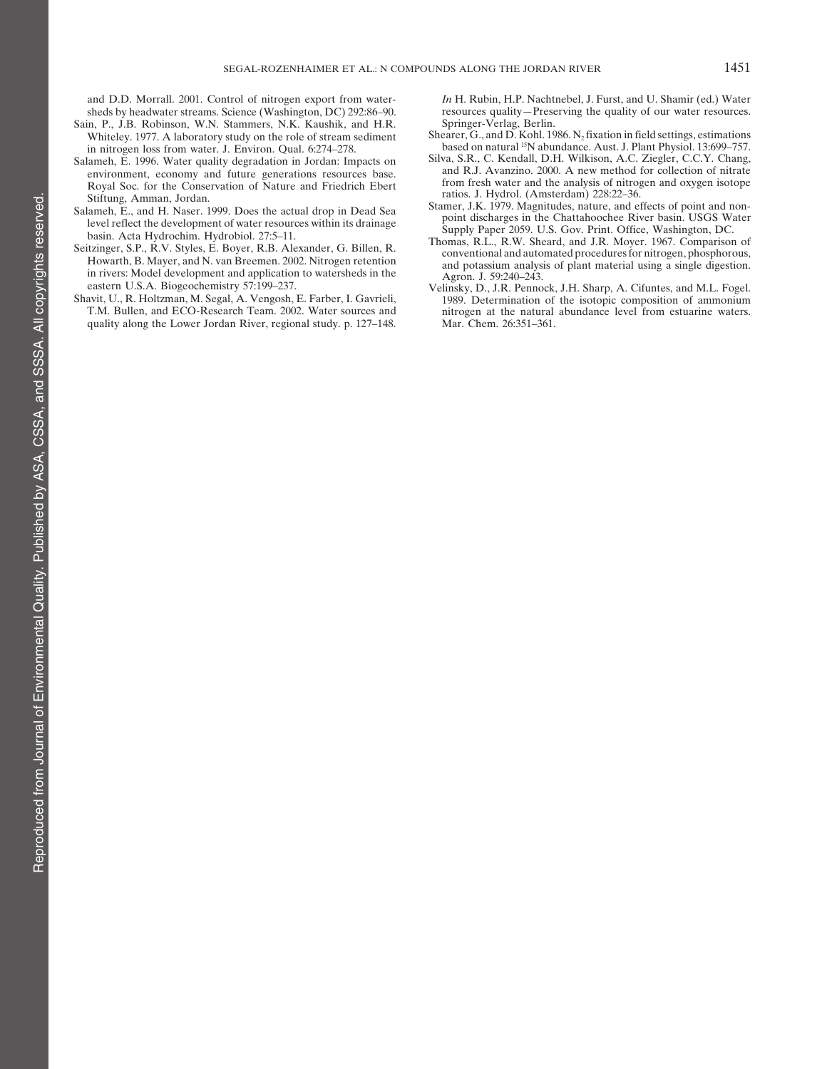and D.D. Morrall. 2001. Control of nitrogen export from watersheds by headwater streams. Science (Washington, DC) 292:86–90.

Sain, P., J.B. Robinson, W.N. Stammers, N.K. Kaushik, and H.R. Whiteley. 1977. A laboratory study on the role of stream sediment in nitrogen loss from water. J. Environ. Qual. 6:274–278.

Salameh, E. 1996. Water quality degradation in Jordan: Impacts on environment, economy and future generations resources base. Royal Soc. for the Conservation of Nature and Friedrich Ebert Stiftung, Amman, Jordan.

Salameh, E., and H. Naser. 1999. Does the actual drop in Dead Sea level reflect the development of water resources within its drainage basin. Acta Hydrochim. Hydrobiol. 27:5–11.

Seitzinger, S.P., R.V. Styles, E. Boyer, R.B. Alexander, G. Billen, R. Howarth, B. Mayer, and N. van Breemen. 2002. Nitrogen retention in rivers: Model development and application to watersheds in the eastern U.S.A. Biogeochemistry 57:199–237.

Shavit, U., R. Holtzman, M. Segal, A. Vengosh, E. Farber, I. Gavrieli, T.M. Bullen, and ECO-Research Team. 2002. Water sources and quality along the Lower Jordan River, regional study. p. 127–148. *In* H. Rubin, H.P. Nachtnebel, J. Furst, and U. Shamir (ed.) Water resources quality—Preserving the quality of our water resources. Springer-Verlag, Berlin.

Shearer, G., and D. Kohl. 1986. $N_2$ fixation in field settings, estimations based on natural $^{15}N$ abundance. Aust. J. Plant Physiol. 13:699–757.

Silva, S.R., C. Kendall, D.H. Wilkison, A.C. Ziegler, C.C.Y. Chang, and R.J. Avanzino. 2000. A new method for collection of nitrate from fresh water and the analysis of nitrogen and oxygen isotope ratios. J. Hydrol. (Amsterdam) 228:22–36.

Stamer, J.K. 1979. Magnitudes, nature, and effects of point and nonpoint discharges in the Chattahoochee River basin. USGS Water Supply Paper 2059. U.S. Gov. Print. Office, Washington, DC.

Thomas, R.L., R.W. Sheard, and J.R. Moyer. 1967. Comparison of conventional and automated procedures for nitrogen, phosphorous, and potassium analysis of plant material using a single digestion. Agron. J. 59:240–243.

Velinsky, D., J.R. Pennock, J.H. Sharp, A. Cifuntes, and M.L. Fogel. 1989. Determination of the isotopic composition of ammonium nitrogen at the natural abundance level from estuarine waters. Mar. Chem. 26:351–361.